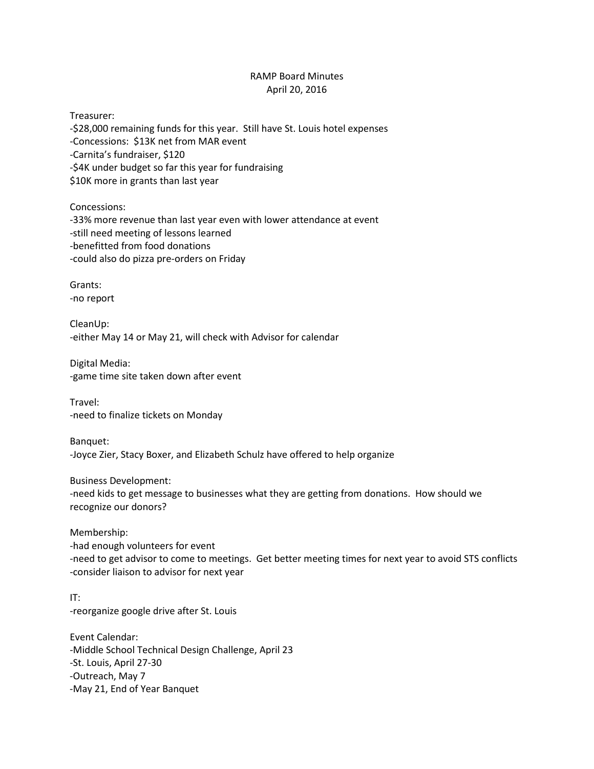# RAMP Board Minutes

April 20, 2016

Treasurer:

-$28,000 remaining funds for this year. Still have St. Louis hotel expenses

-Concessions: $13K net from MAR event

-Carnita's fundraiser, $120

-$4K under budget so far this year for fundraising

$10K more in grants than last year

Concessions:

-33% more revenue than last year even with lower attendance at event

-still need meeting of lessons learned

-benefitted from food donations

-could also do pizza pre-orders on Friday

Grants:

-no report

CleanUp:

-either May 14 or May 21, will check with Advisor for calendar

Digital Media:

-game time site taken down after event

Travel:

-need to finalize tickets on Monday

Banquet:

-Joyce Zier, Stacy Boxer, and Elizabeth Schulz have offered to help organize

Business Development:

-need kids to get message to businesses what they are getting from donations. How should we recognize our donors?

Membership:

-had enough volunteers for event

-need to get advisor to come to meetings. Get better meeting times for next year to avoid STS conflicts

-consider liaison to advisor for next year

IT:

-reorganize google drive after St. Louis

Event Calendar:

-Middle School Technical Design Challenge, April 23

-St. Louis, April 27-30

-Outreach, May 7

-May 21, End of Year Banquet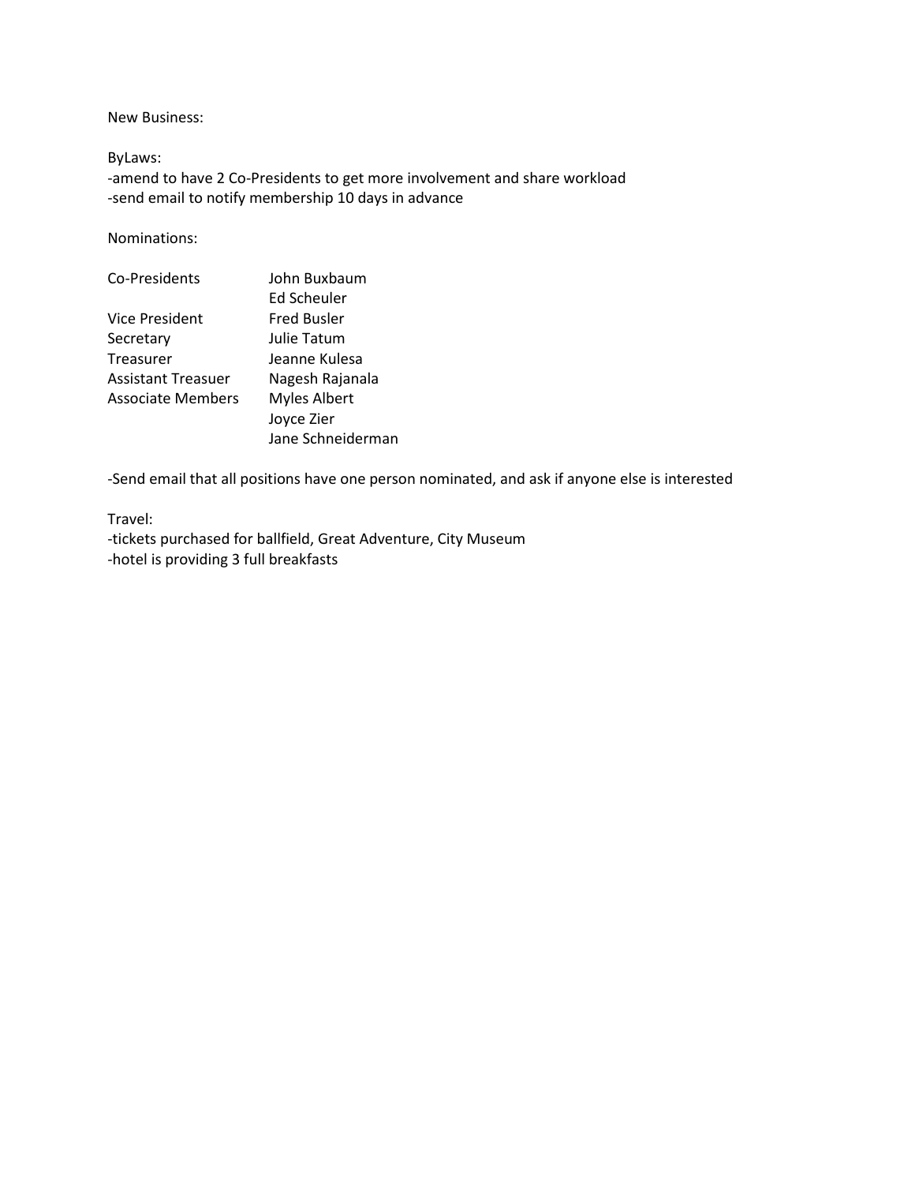New Business:

ByLaws:
-amend to have 2 Co-Presidents to get more involvement and share workload
-send email to notify membership 10 days in advance

Nominations:

| | |
|---|---|
| Co-Presidents | John Buxbaum |
| | Ed Scheuler |
| Vice President | Fred Busler |
| Secretary | Julie Tatum |
| Treasurer | Jeanne Kulesa |
| Assistant Treasuer | Nagesh Rajanala |
| Associate Members | Myles Albert |
| | Joyce Zier |
| | Jane Schneiderman |

-Send email that all positions have one person nominated, and ask if anyone else is interested

Travel:
-tickets purchased for ballfield, Great Adventure, City Museum
-hotel is providing 3 full breakfasts